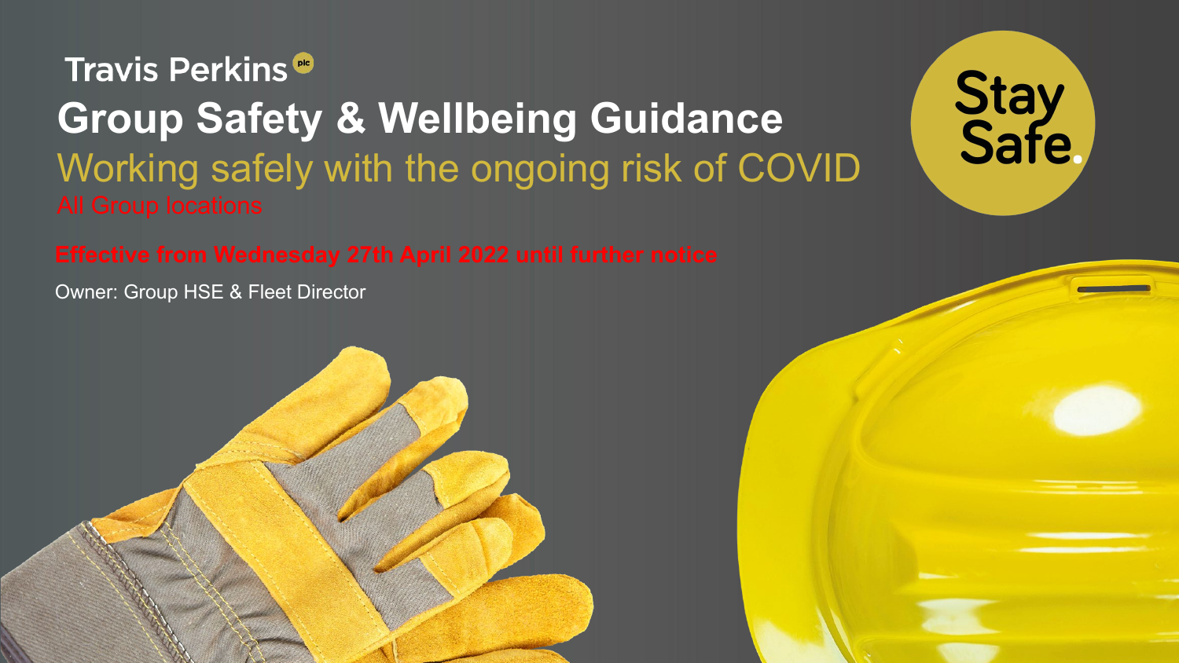Travis Perkins plc

# Group Safety & Wellbeing Guidance

## Working safely with the ongoing risk of COVID

All Group locations

**Effective from Wednesday 27th April 2022 until further notice**

Owner: Group HSE & Fleet Director

Stay Safe.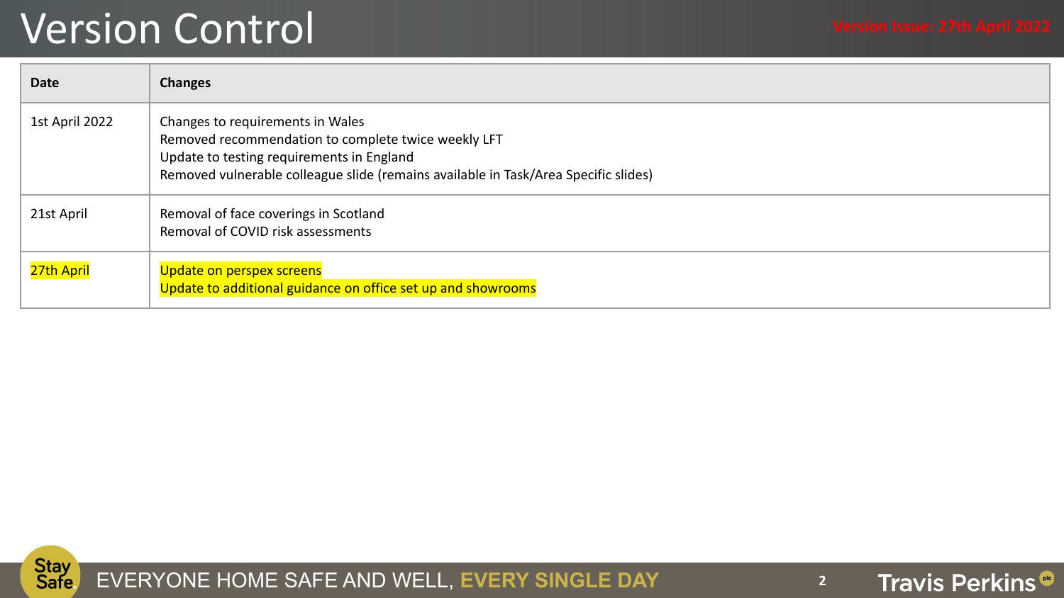# Version Control

Version Issue: 27th April 2022

| Date | Changes |
| --- | --- |
| 1st April 2022 | Changes to requirements in Wales<br>Removed recommendation to complete twice weekly LFT<br>Update to testing requirements in England<br>Removed vulnerable colleague slide (remains available in Task/Area Specific slides) |
| 21st April | Removal of face coverings in Scotland<br>Removal of COVID risk assessments |
| 27th April | Update on perspex screens<br>Update to additional guidance on office set up and showrooms |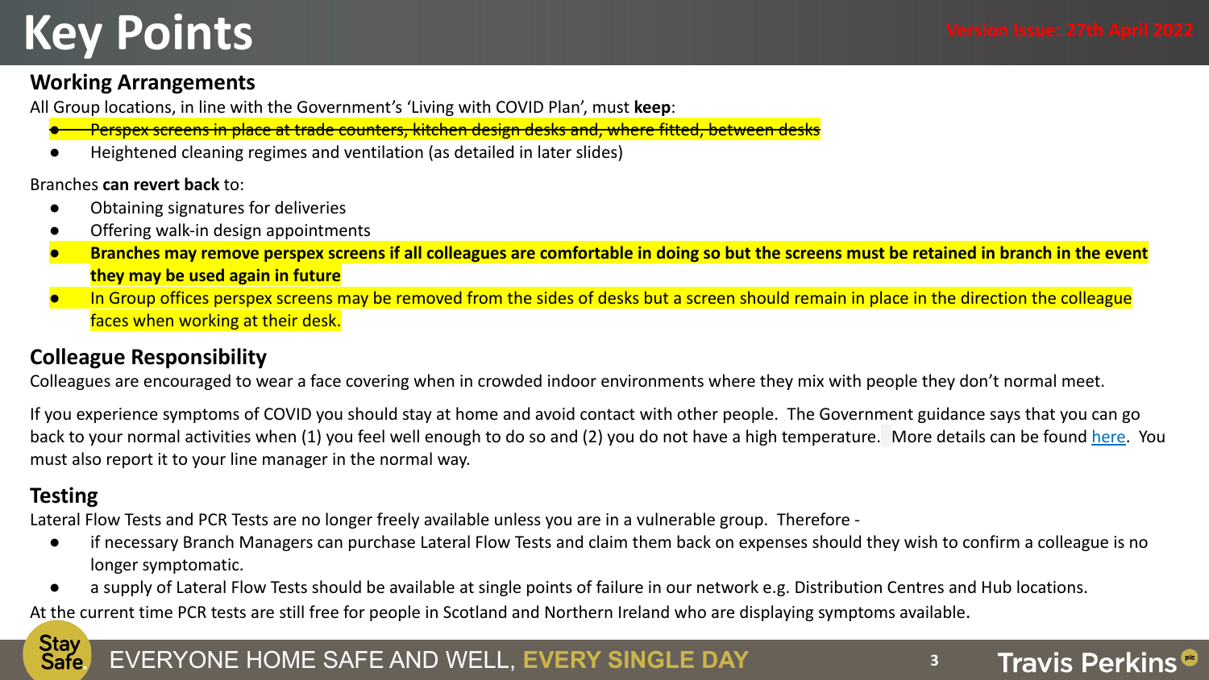# Key Points

Version Issue: 27th April 2022

## Working Arrangements

All Group locations, in line with the Government's 'Living with COVID Plan', must **keep**:

- ~~Perspex screens in place at trade counters, kitchen design desks and, where fitted, between desks~~
- Heightened cleaning regimes and ventilation (as detailed in later slides)

Branches **can revert back** to:

- Obtaining signatures for deliveries
- Offering walk-in design appointments
- **Branches may remove perspex screens if all colleagues are comfortable in doing so but the screens must be retained in branch in the event they may be used again in future**
- In Group offices perspex screens may be removed from the sides of desks but a screen should remain in place in the direction the colleague faces when working at their desk.

## Colleague Responsibility

Colleagues are encouraged to wear a face covering when in crowded indoor environments where they mix with people they don't normal meet.

If you experience symptoms of COVID you should stay at home and avoid contact with other people. The Government guidance says that you can go back to your normal activities when (1) you feel well enough to do so and (2) you do not have a high temperature. More details can be found here. You must also report it to your line manager in the normal way.

## Testing

Lateral Flow Tests and PCR Tests are no longer freely available unless you are in a vulnerable group. Therefore -

- if necessary Branch Managers can purchase Lateral Flow Tests and claim them back on expenses should they wish to confirm a colleague is no longer symptomatic.
- a supply of Lateral Flow Tests should be available at single points of failure in our network e.g. Distribution Centres and Hub locations.

At the current time PCR tests are still free for people in Scotland and Northern Ireland who are displaying symptoms available.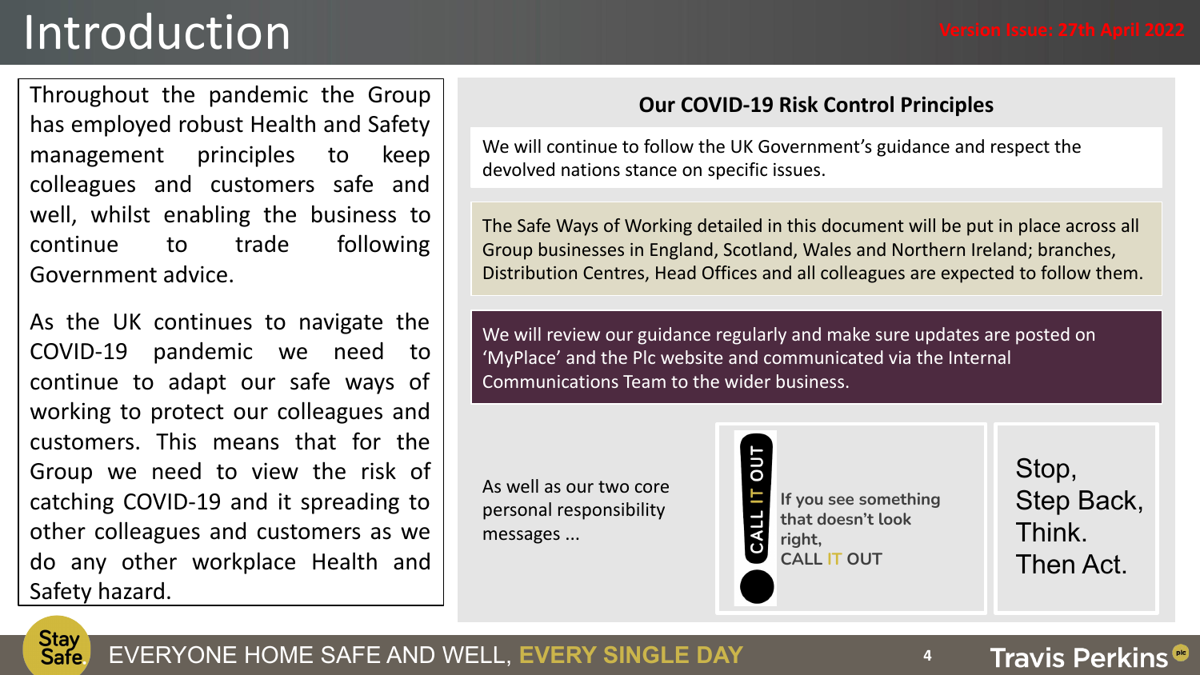# Introduction

Version Issue: 27th April 2022

Throughout the pandemic the Group has employed robust Health and Safety management principles to keep colleagues and customers safe and well, whilst enabling the business to continue to trade following Government advice.

As the UK continues to navigate the COVID-19 pandemic we need to continue to adapt our safe ways of working to protect our colleagues and customers. This means that for the Group we need to view the risk of catching COVID-19 and it spreading to other colleagues and customers as we do any other workplace Health and Safety hazard.

## Our COVID-19 Risk Control Principles

We will continue to follow the UK Government's guidance and respect the devolved nations stance on specific issues.

The Safe Ways of Working detailed in this document will be put in place across all Group businesses in England, Scotland, Wales and Northern Ireland; branches, Distribution Centres, Head Offices and all colleagues are expected to follow them.

We will review our guidance regularly and make sure updates are posted on 'MyPlace' and the Plc website and communicated via the Internal Communications Team to the wider business.

As well as our two core personal responsibility messages ...

CALL IT OUT

**If you see something that doesn't look right, CALL IT OUT**

Stop, Step Back, Think. Then Act.

Stay Safe. EVERYONE HOME SAFE AND WELL, **EVERY SINGLE DAY**

Travis Perkins plc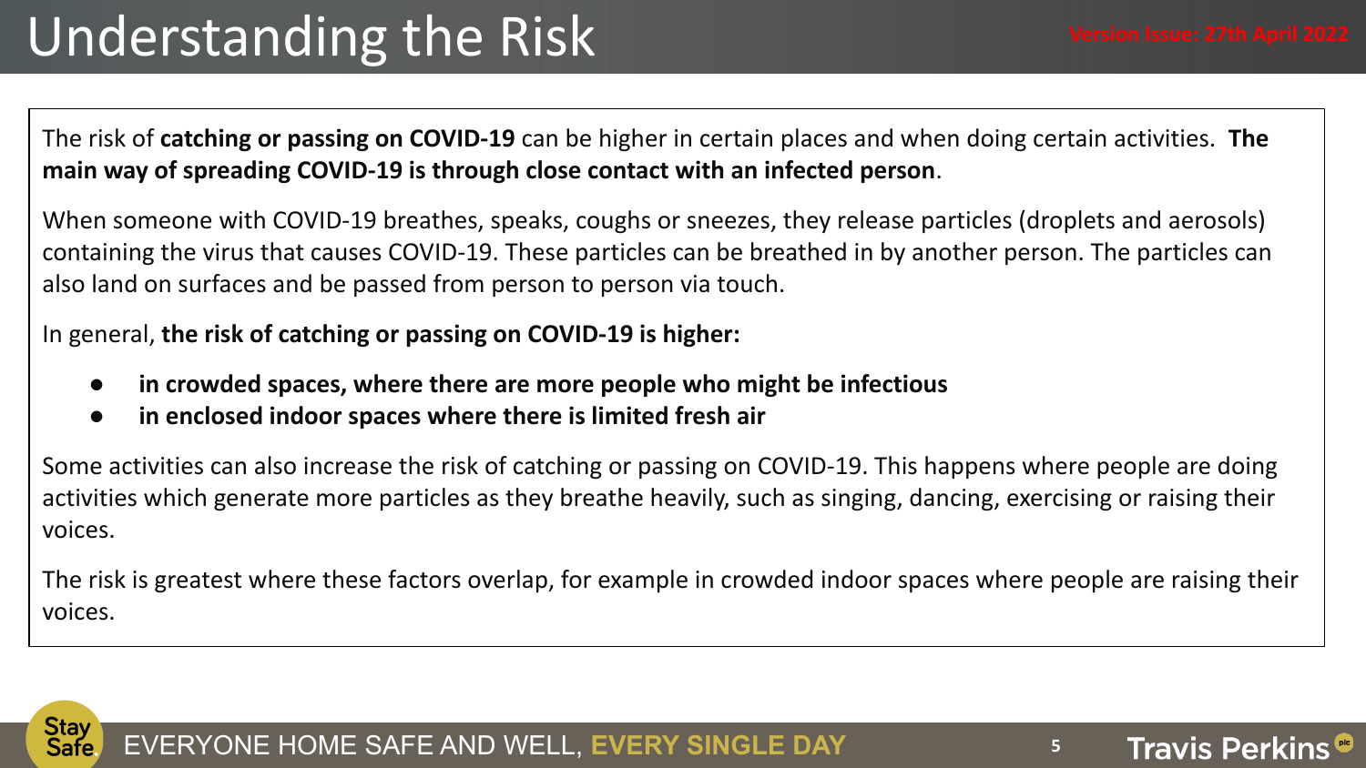# Understanding the Risk

Version Issue: 27th April 2022

The risk of **catching or passing on COVID-19** can be higher in certain places and when doing certain activities. **The main way of spreading COVID-19 is through close contact with an infected person**.

When someone with COVID-19 breathes, speaks, coughs or sneezes, they release particles (droplets and aerosols) containing the virus that causes COVID-19. These particles can be breathed in by another person. The particles can also land on surfaces and be passed from person to person via touch.

In general, **the risk of catching or passing on COVID-19 is higher:**

- **in crowded spaces, where there are more people who might be infectious**
- **in enclosed indoor spaces where there is limited fresh air**

Some activities can also increase the risk of catching or passing on COVID-19. This happens where people are doing activities which generate more particles as they breathe heavily, such as singing, dancing, exercising or raising their voices.

The risk is greatest where these factors overlap, for example in crowded indoor spaces where people are raising their voices.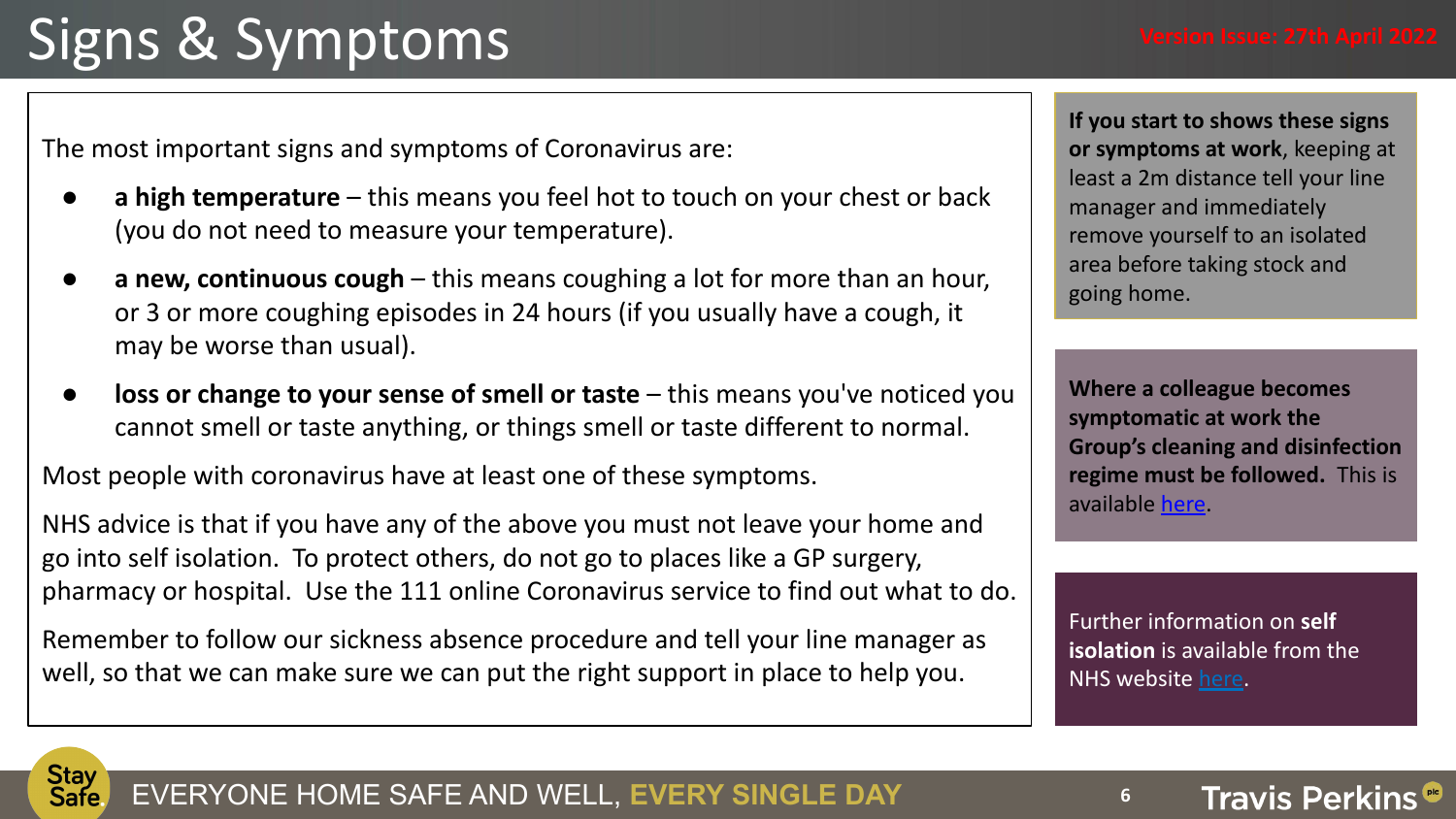# Signs & Symptoms

Version Issue: 27th April 2022

The most important signs and symptoms of Coronavirus are:

- **a high temperature** – this means you feel hot to touch on your chest or back (you do not need to measure your temperature).
- **a new, continuous cough** – this means coughing a lot for more than an hour, or 3 or more coughing episodes in 24 hours (if you usually have a cough, it may be worse than usual).
- **loss or change to your sense of smell or taste** – this means you've noticed you cannot smell or taste anything, or things smell or taste different to normal.

Most people with coronavirus have at least one of these symptoms.

NHS advice is that if you have any of the above you must not leave your home and go into self isolation. To protect others, do not go to places like a GP surgery, pharmacy or hospital. Use the 111 online Coronavirus service to find out what to do.

Remember to follow our sickness absence procedure and tell your line manager as well, so that we can make sure we can put the right support in place to help you.

**If you start to shows these signs or symptoms at work**, keeping at least a 2m distance tell your line manager and immediately remove yourself to an isolated area before taking stock and going home.

**Where a colleague becomes symptomatic at work the Group's cleaning and disinfection regime must be followed.** This is available here.

Further information on **self isolation** is available from the NHS website here.

EVERYONE HOME SAFE AND WELL, **EVERY SINGLE DAY**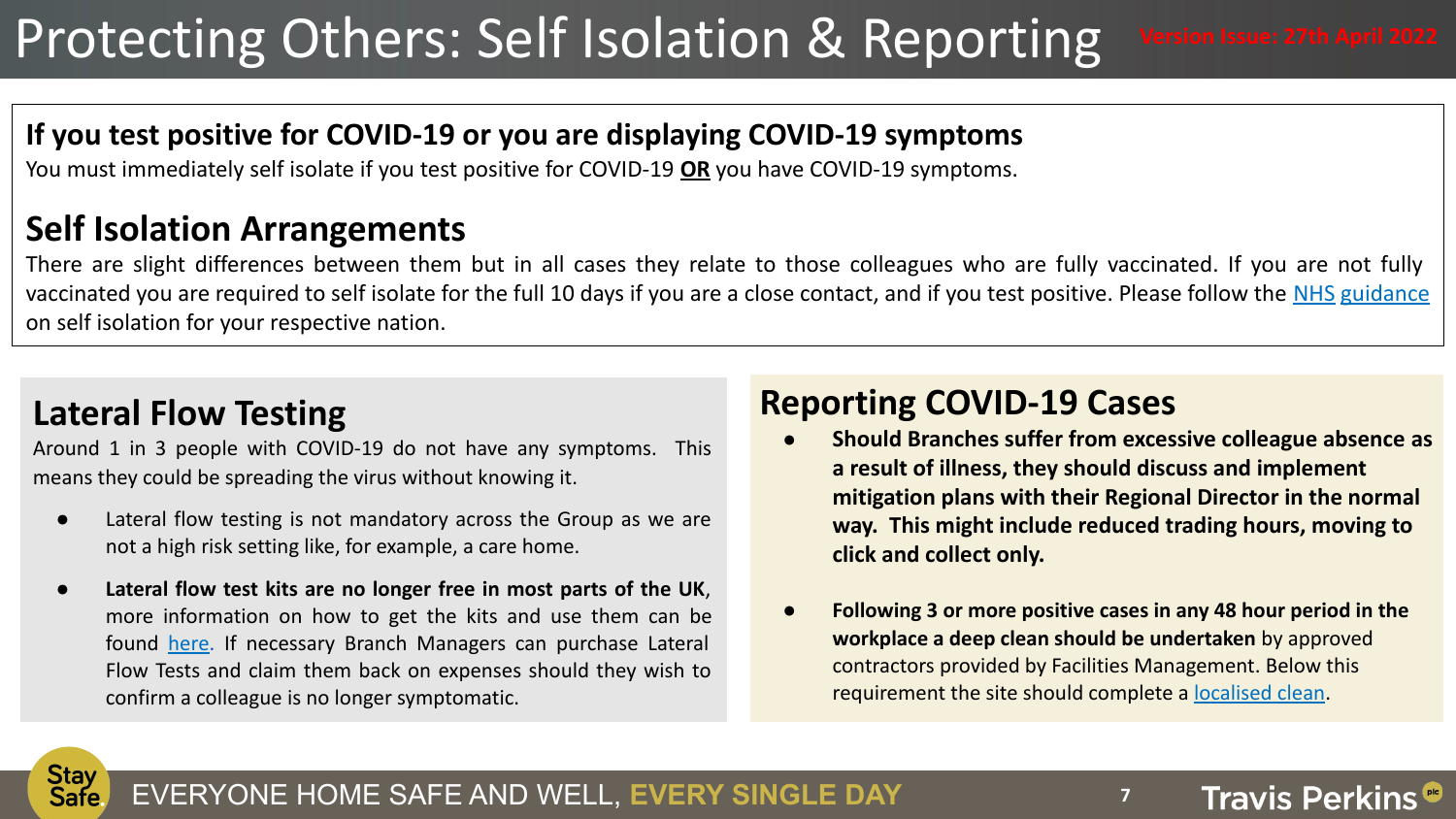# Protecting Others: Self Isolation & Reporting

Version Issue: 27th April 2022

## If you test positive for COVID-19 or you are displaying COVID-19 symptoms

You must immediately self isolate if you test positive for COVID-19 **OR** you have COVID-19 symptoms.

## Self Isolation Arrangements

There are slight differences between them but in all cases they relate to those colleagues who are fully vaccinated. If you are not fully vaccinated you are required to self isolate for the full 10 days if you are a close contact, and if you test positive. Please follow the NHS guidance on self isolation for your respective nation.

## Lateral Flow Testing

Around 1 in 3 people with COVID-19 do not have any symptoms. This means they could be spreading the virus without knowing it.

- Lateral flow testing is not mandatory across the Group as we are not a high risk setting like, for example, a care home.
- **Lateral flow test kits are no longer free in most parts of the UK**, more information on how to get the kits and use them can be found here. If necessary Branch Managers can purchase Lateral Flow Tests and claim them back on expenses should they wish to confirm a colleague is no longer symptomatic.

## Reporting COVID-19 Cases

- **Should Branches suffer from excessive colleague absence as a result of illness, they should discuss and implement mitigation plans with their Regional Director in the normal way. This might include reduced trading hours, moving to click and collect only.**
- **Following 3 or more positive cases in any 48 hour period in the workplace a deep clean should be undertaken** by approved contractors provided by Facilities Management. Below this requirement the site should complete a localised clean.

Stay Safe. EVERYONE HOME SAFE AND WELL, **EVERY SINGLE DAY**

Travis Perkins plc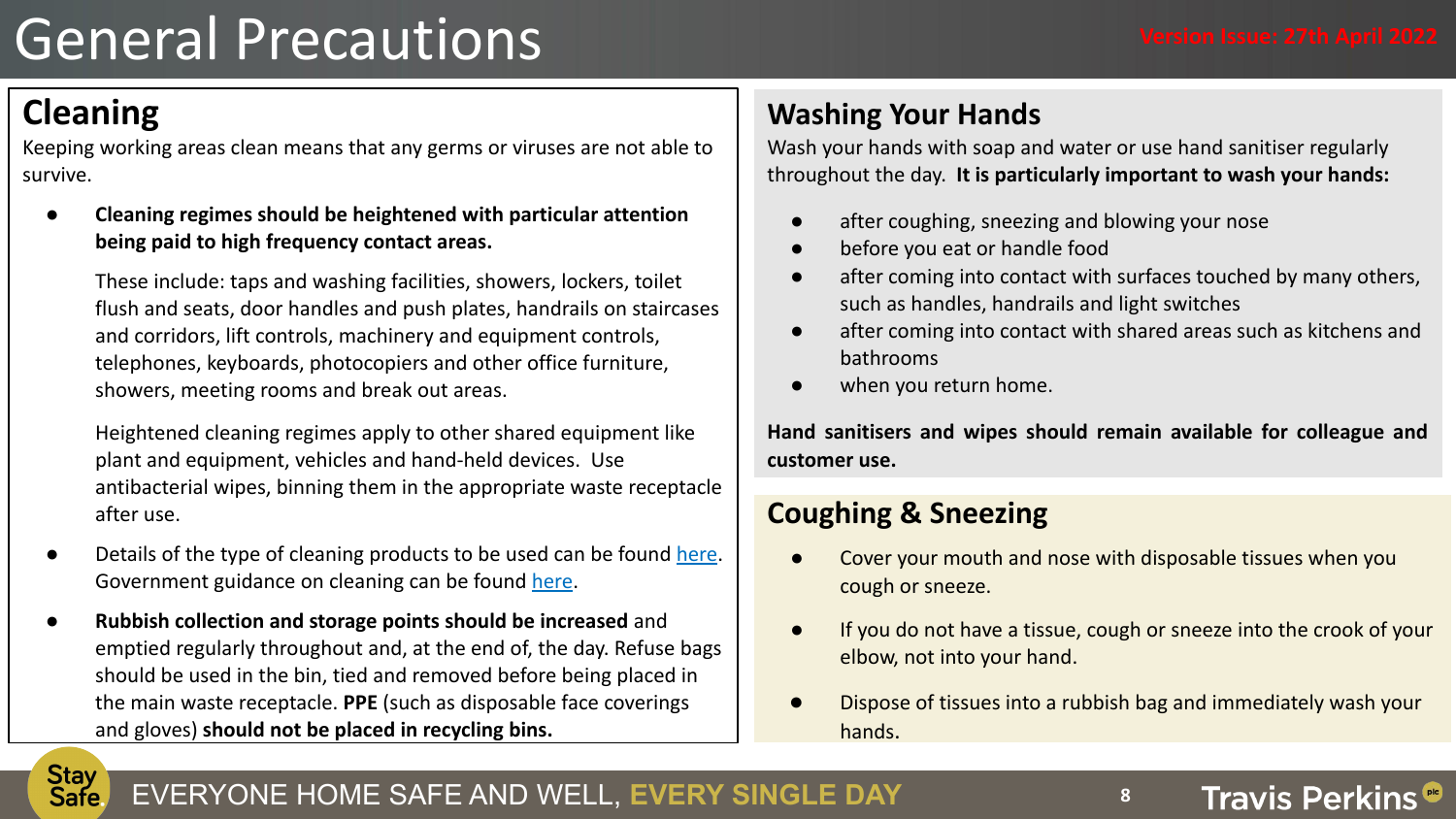# General Precautions

Version Issue: 27th April 2022

## Cleaning

Keeping working areas clean means that any germs or viruses are not able to survive.

- **Cleaning regimes should be heightened with particular attention being paid to high frequency contact areas.**

  These include: taps and washing facilities, showers, lockers, toilet flush and seats, door handles and push plates, handrails on staircases and corridors, lift controls, machinery and equipment controls, telephones, keyboards, photocopiers and other office furniture, showers, meeting rooms and break out areas.

  Heightened cleaning regimes apply to other shared equipment like plant and equipment, vehicles and hand-held devices. Use antibacterial wipes, binning them in the appropriate waste receptacle after use.

- Details of the type of cleaning products to be used can be found here. Government guidance on cleaning can be found here.
- **Rubbish collection and storage points should be increased** and emptied regularly throughout and, at the end of, the day. Refuse bags should be used in the bin, tied and removed before being placed in the main waste receptacle. **PPE** (such as disposable face coverings and gloves) **should not be placed in recycling bins.**

## Washing Your Hands

Wash your hands with soap and water or use hand sanitiser regularly throughout the day. **It is particularly important to wash your hands:**

- after coughing, sneezing and blowing your nose
- before you eat or handle food
- after coming into contact with surfaces touched by many others, such as handles, handrails and light switches
- after coming into contact with shared areas such as kitchens and bathrooms
- when you return home.

**Hand sanitisers and wipes should remain available for colleague and customer use.**

## Coughing & Sneezing

- Cover your mouth and nose with disposable tissues when you cough or sneeze.
- If you do not have a tissue, cough or sneeze into the crook of your elbow, not into your hand.
- Dispose of tissues into a rubbish bag and immediately wash your hands.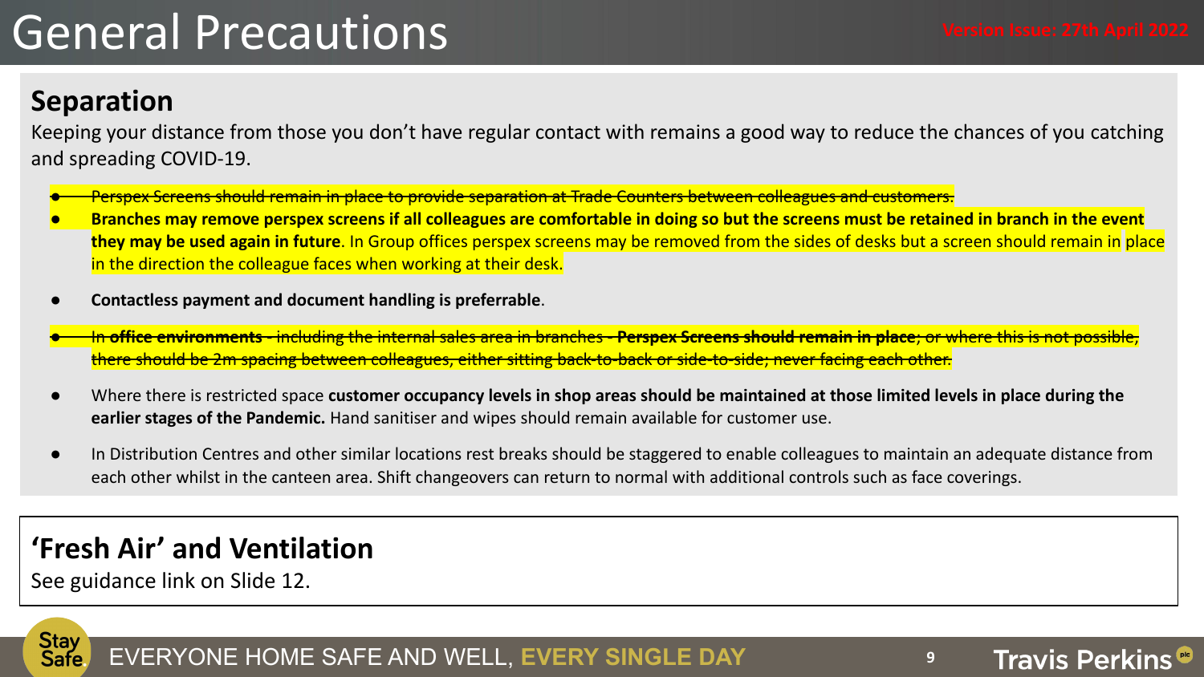# General Precautions

Version Issue: 27th April 2022

## Separation

Keeping your distance from those you don't have regular contact with remains a good way to reduce the chances of you catching and spreading COVID-19.

- ~~Perspex Screens should remain in place to provide separation at Trade Counters between colleagues and customers.~~
- **Branches may remove perspex screens if all colleagues are comfortable in doing so but the screens must be retained in branch in the event they may be used again in future**. In Group offices perspex screens may be removed from the sides of desks but a screen should remain in place in the direction the colleague faces when working at their desk.
- **Contactless payment and document handling is preferrable**.
- ~~In **office environments** - including the internal sales area in branches - **Perspex Screens should remain in place**; or where this is not possible, there should be 2m spacing between colleagues, either sitting back-to-back or side-to-side; never facing each other.~~
- Where there is restricted space **customer occupancy levels in shop areas should be maintained at those limited levels in place during the earlier stages of the Pandemic.** Hand sanitiser and wipes should remain available for customer use.
- In Distribution Centres and other similar locations rest breaks should be staggered to enable colleagues to maintain an adequate distance from each other whilst in the canteen area. Shift changeovers can return to normal with additional controls such as face coverings.

## 'Fresh Air' and Ventilation

See guidance link on Slide 12.

Stay Safe. EVERYONE HOME SAFE AND WELL, **EVERY SINGLE DAY**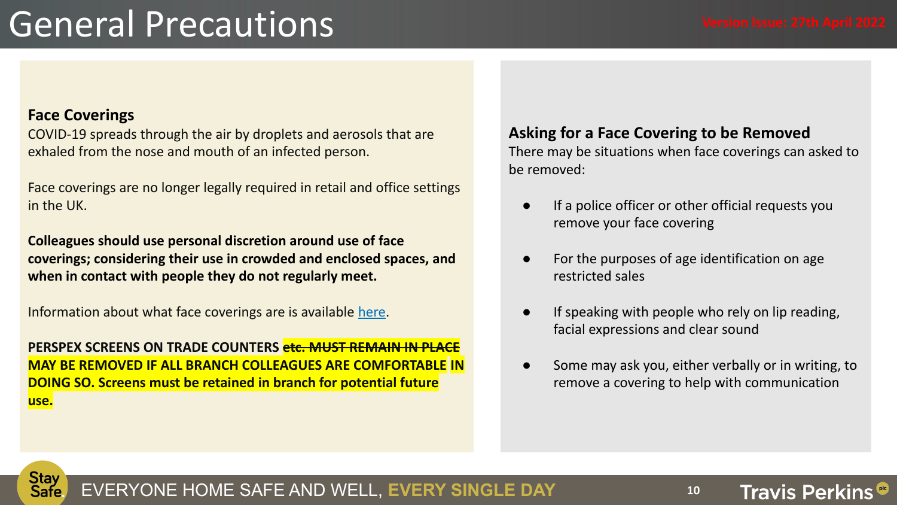# General Precautions

Version Issue: 27th April 2022

**Face Coverings**

COVID-19 spreads through the air by droplets and aerosols that are exhaled from the nose and mouth of an infected person.

Face coverings are no longer legally required in retail and office settings in the UK.

**Colleagues should use personal discretion around use of face coverings; considering their use in crowded and enclosed spaces, and when in contact with people they do not regularly meet.**

Information about what face coverings are is available [here](#).

**PERSPEX SCREENS ON TRADE COUNTERS ~~etc. MUST REMAIN IN PLACE~~ MAY BE REMOVED IF ALL BRANCH COLLEAGUES ARE COMFORTABLE IN DOING SO. Screens must be retained in branch for potential future use.**

**Asking for a Face Covering to be Removed**

There may be situations when face coverings can asked to be removed:

- If a police officer or other official requests you remove your face covering
- For the purposes of age identification on age restricted sales
- If speaking with people who rely on lip reading, facial expressions and clear sound
- Some may ask you, either verbally or in writing, to remove a covering to help with communication

Stay Safe. EVERYONE HOME SAFE AND WELL, **EVERY SINGLE DAY**

Travis Perkins plc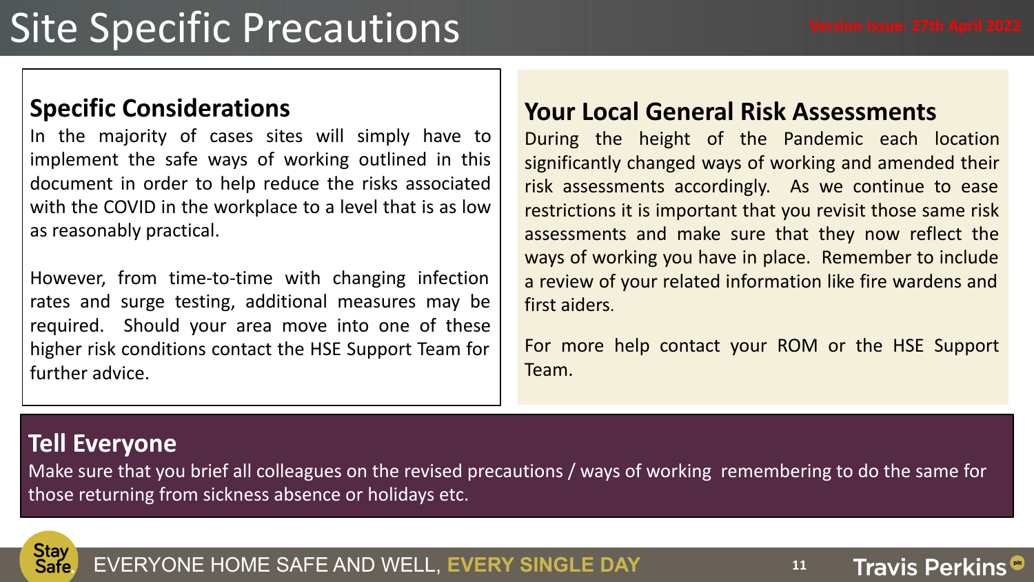# Site Specific Precautions

Version Issue: 27th April 2022

## Specific Considerations

In the majority of cases sites will simply have to implement the safe ways of working outlined in this document in order to help reduce the risks associated with the COVID in the workplace to a level that is as low as reasonably practical.

However, from time-to-time with changing infection rates and surge testing, additional measures may be required. Should your area move into one of these higher risk conditions contact the HSE Support Team for further advice.

## Your Local General Risk Assessments

During the height of the Pandemic each location significantly changed ways of working and amended their risk assessments accordingly. As we continue to ease restrictions it is important that you revisit those same risk assessments and make sure that they now reflect the ways of working you have in place. Remember to include a review of your related information like fire wardens and first aiders.

For more help contact your ROM or the HSE Support Team.

## Tell Everyone

Make sure that you brief all colleagues on the revised precautions / ways of working remembering to do the same for those returning from sickness absence or holidays etc.

Stay Safe. EVERYONE HOME SAFE AND WELL, **EVERY SINGLE DAY**

Travis Perkins plc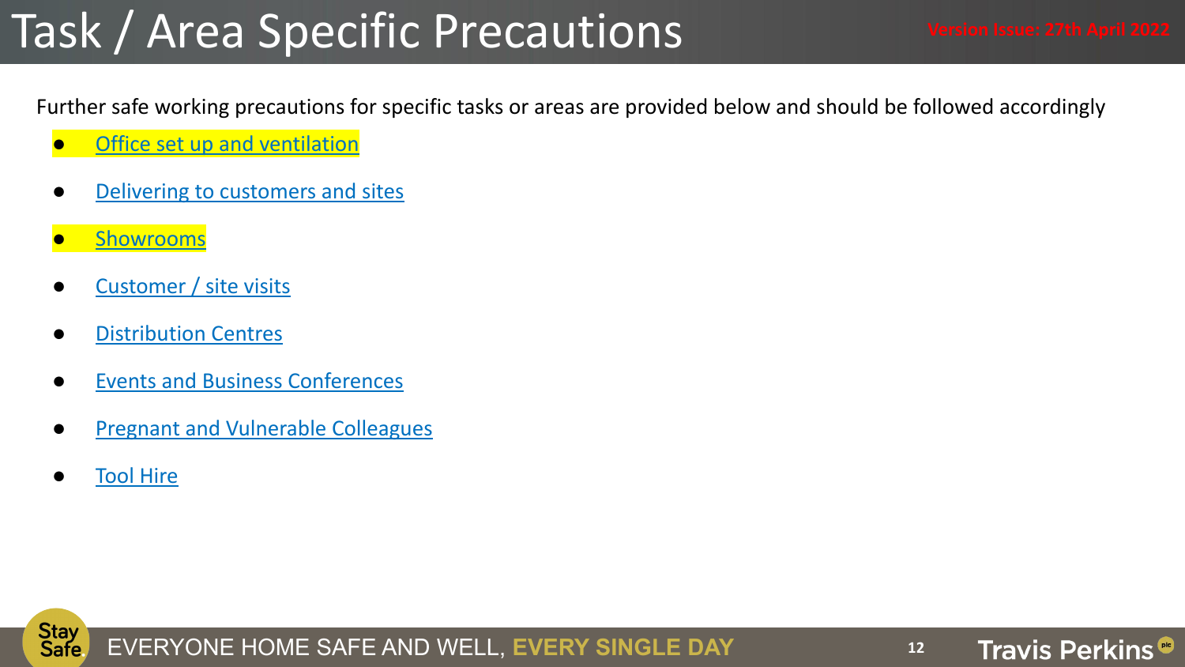# Task / Area Specific Precautions

Version Issue: 27th April 2022

Further safe working precautions for specific tasks or areas are provided below and should be followed accordingly

- Office set up and ventilation
- Delivering to customers and sites
- Showrooms
- Customer / site visits
- Distribution Centres
- Events and Business Conferences
- Pregnant and Vulnerable Colleagues
- Tool Hire

EVERYONE HOME SAFE AND WELL, **EVERY SINGLE DAY**